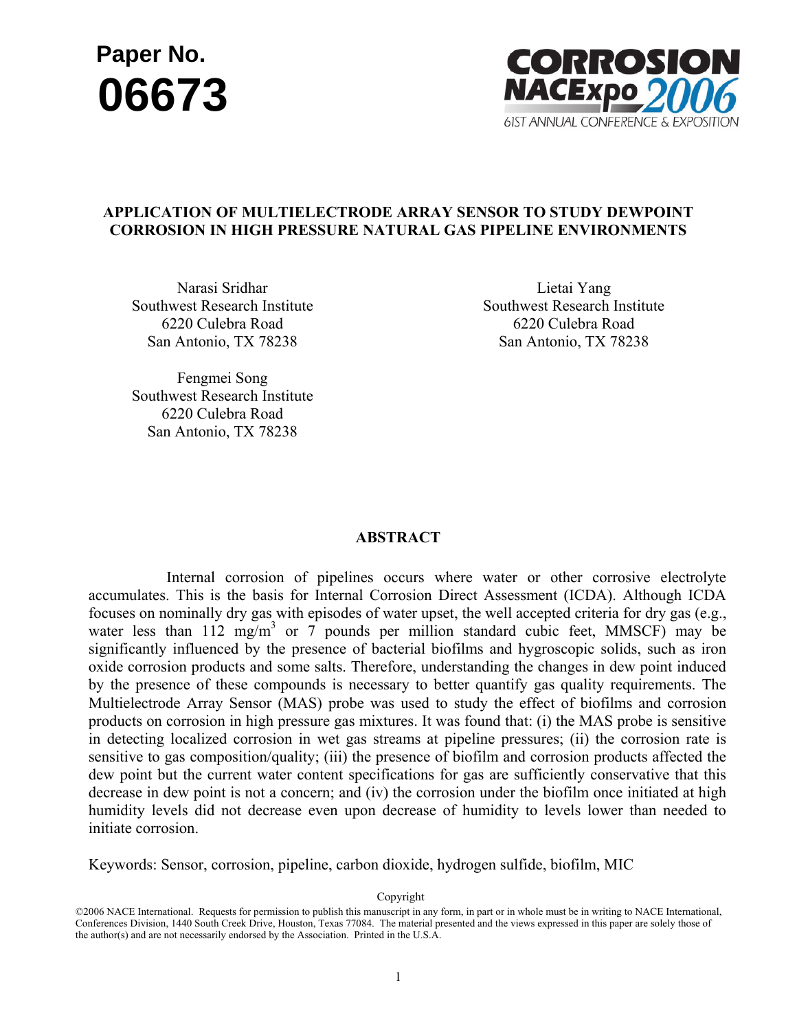Paper No.

**06673**

CORROSION NACExpo 2006
61ST ANNUAL CONFERENCE & EXPOSITION

# APPLICATION OF MULTIELECTRODE ARRAY SENSOR TO STUDY DEWPOINT CORROSION IN HIGH PRESSURE NATURAL GAS PIPELINE ENVIRONMENTS

Narasi Sridhar
Southwest Research Institute
6220 Culebra Road
San Antonio, TX 78238

Lietai Yang
Southwest Research Institute
6220 Culebra Road
San Antonio, TX 78238

Fengmei Song
Southwest Research Institute
6220 Culebra Road
San Antonio, TX 78238

## ABSTRACT

Internal corrosion of pipelines occurs where water or other corrosive electrolyte accumulates. This is the basis for Internal Corrosion Direct Assessment (ICDA). Although ICDA focuses on nominally dry gas with episodes of water upset, the well accepted criteria for dry gas (e.g., water less than 112 mg/m$^3$ or 7 pounds per million standard cubic feet, MMSCF) may be significantly influenced by the presence of bacterial biofilms and hygroscopic solids, such as iron oxide corrosion products and some salts. Therefore, understanding the changes in dew point induced by the presence of these compounds is necessary to better quantify gas quality requirements. The Multielectrode Array Sensor (MAS) probe was used to study the effect of biofilms and corrosion products on corrosion in high pressure gas mixtures. It was found that: (i) the MAS probe is sensitive in detecting localized corrosion in wet gas streams at pipeline pressures; (ii) the corrosion rate is sensitive to gas composition/quality; (iii) the presence of biofilm and corrosion products affected the dew point but the current water content specifications for gas are sufficiently conservative that this decrease in dew point is not a concern; and (iv) the corrosion under the biofilm once initiated at high humidity levels did not decrease even upon decrease of humidity to levels lower than needed to initiate corrosion.

Keywords: Sensor, corrosion, pipeline, carbon dioxide, hydrogen sulfide, biofilm, MIC

Copyright

©2006 NACE International. Requests for permission to publish this manuscript in any form, in part or in whole must be in writing to NACE International, Conferences Division, 1440 South Creek Drive, Houston, Texas 77084. The material presented and the views expressed in this paper are solely those of the author(s) and are not necessarily endorsed by the Association. Printed in the U.S.A.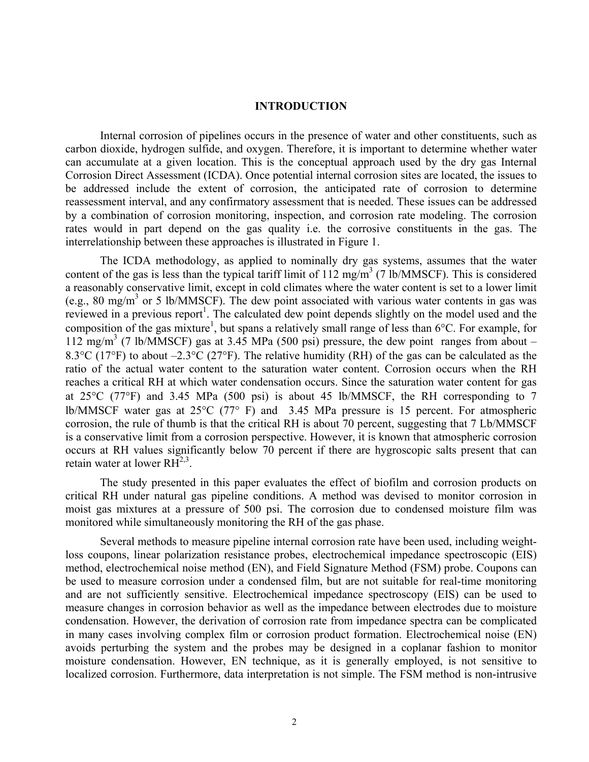## INTRODUCTION

Internal corrosion of pipelines occurs in the presence of water and other constituents, such as carbon dioxide, hydrogen sulfide, and oxygen. Therefore, it is important to determine whether water can accumulate at a given location. This is the conceptual approach used by the dry gas Internal Corrosion Direct Assessment (ICDA). Once potential internal corrosion sites are located, the issues to be addressed include the extent of corrosion, the anticipated rate of corrosion to determine reassessment interval, and any confirmatory assessment that is needed. These issues can be addressed by a combination of corrosion monitoring, inspection, and corrosion rate modeling. The corrosion rates would in part depend on the gas quality i.e. the corrosive constituents in the gas. The interrelationship between these approaches is illustrated in Figure 1.

The ICDA methodology, as applied to nominally dry gas systems, assumes that the water content of the gas is less than the typical tariff limit of 112 mg/m$^3$ (7 lb/MMSCF). This is considered a reasonably conservative limit, except in cold climates where the water content is set to a lower limit (e.g., 80 mg/m$^3$ or 5 lb/MMSCF). The dew point associated with various water contents in gas was reviewed in a previous report[1]. The calculated dew point depends slightly on the model used and the composition of the gas mixture[1], but spans a relatively small range of less than 6°C. For example, for 112 mg/m$^3$ (7 lb/MMSCF) gas at 3.45 MPa (500 psi) pressure, the dew point ranges from about –8.3°C (17°F) to about –2.3°C (27°F). The relative humidity (RH) of the gas can be calculated as the ratio of the actual water content to the saturation water content. Corrosion occurs when the RH reaches a critical RH at which water condensation occurs. Since the saturation water content for gas at 25°C (77°F) and 3.45 MPa (500 psi) is about 45 lb/MMSCF, the RH corresponding to 7 lb/MMSCF water gas at 25°C (77° F) and 3.45 MPa pressure is 15 percent. For atmospheric corrosion, the rule of thumb is that the critical RH is about 70 percent, suggesting that 7 Lb/MMSCF is a conservative limit from a corrosion perspective. However, it is known that atmospheric corrosion occurs at RH values significantly below 70 percent if there are hygroscopic salts present that can retain water at lower RH[2,3].

The study presented in this paper evaluates the effect of biofilm and corrosion products on critical RH under natural gas pipeline conditions. A method was devised to monitor corrosion in moist gas mixtures at a pressure of 500 psi. The corrosion due to condensed moisture film was monitored while simultaneously monitoring the RH of the gas phase.

Several methods to measure pipeline internal corrosion rate have been used, including weight-loss coupons, linear polarization resistance probes, electrochemical impedance spectroscopic (EIS) method, electrochemical noise method (EN), and Field Signature Method (FSM) probe. Coupons can be used to measure corrosion under a condensed film, but are not suitable for real-time monitoring and are not sufficiently sensitive. Electrochemical impedance spectroscopy (EIS) can be used to measure changes in corrosion behavior as well as the impedance between electrodes due to moisture condensation. However, the derivation of corrosion rate from impedance spectra can be complicated in many cases involving complex film or corrosion product formation. Electrochemical noise (EN) avoids perturbing the system and the probes may be designed in a coplanar fashion to monitor moisture condensation. However, EN technique, as it is generally employed, is not sensitive to localized corrosion. Furthermore, data interpretation is not simple. The FSM method is non-intrusive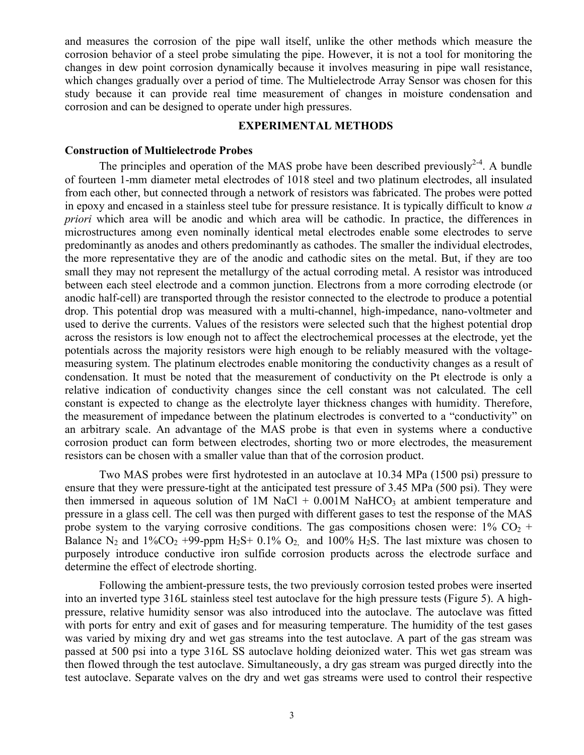and measures the corrosion of the pipe wall itself, unlike the other methods which measure the corrosion behavior of a steel probe simulating the pipe. However, it is not a tool for monitoring the changes in dew point corrosion dynamically because it involves measuring in pipe wall resistance, which changes gradually over a period of time. The Multielectrode Array Sensor was chosen for this study because it can provide real time measurement of changes in moisture condensation and corrosion and can be designed to operate under high pressures.

## EXPERIMENTAL METHODS

### Construction of Multielectrode Probes

The principles and operation of the MAS probe have been described previously[2-4]. A bundle of fourteen 1-mm diameter metal electrodes of 1018 steel and two platinum electrodes, all insulated from each other, but connected through a network of resistors was fabricated. The probes were potted in epoxy and encased in a stainless steel tube for pressure resistance. It is typically difficult to know *a priori* which area will be anodic and which area will be cathodic. In practice, the differences in microstructures among even nominally identical metal electrodes enable some electrodes to serve predominantly as anodes and others predominantly as cathodes. The smaller the individual electrodes, the more representative they are of the anodic and cathodic sites on the metal. But, if they are too small they may not represent the metallurgy of the actual corroding metal. A resistor was introduced between each steel electrode and a common junction. Electrons from a more corroding electrode (or anodic half-cell) are transported through the resistor connected to the electrode to produce a potential drop. This potential drop was measured with a multi-channel, high-impedance, nano-voltmeter and used to derive the currents. Values of the resistors were selected such that the highest potential drop across the resistors is low enough not to affect the electrochemical processes at the electrode, yet the potentials across the majority resistors were high enough to be reliably measured with the voltage-measuring system. The platinum electrodes enable monitoring the conductivity changes as a result of condensation. It must be noted that the measurement of conductivity on the Pt electrode is only a relative indication of conductivity changes since the cell constant was not calculated. The cell constant is expected to change as the electrolyte layer thickness changes with humidity. Therefore, the measurement of impedance between the platinum electrodes is converted to a "conductivity" on an arbitrary scale. An advantage of the MAS probe is that even in systems where a conductive corrosion product can form between electrodes, shorting two or more electrodes, the measurement resistors can be chosen with a smaller value than that of the corrosion product.

Two MAS probes were first hydrotested in an autoclave at 10.34 MPa (1500 psi) pressure to ensure that they were pressure-tight at the anticipated test pressure of 3.45 MPa (500 psi). They were then immersed in aqueous solution of 1M NaCl + 0.001M $NaHCO_3$ at ambient temperature and pressure in a glass cell. The cell was then purged with different gases to test the response of the MAS probe system to the varying corrosive conditions. The gas compositions chosen were: 1% $CO_2$ + Balance $N_2$ and 1%$CO_2$ +99-ppm $H_2S$+ 0.1% $O_2$, and 100% $H_2S$. The last mixture was chosen to purposely introduce conductive iron sulfide corrosion products across the electrode surface and determine the effect of electrode shorting.

Following the ambient-pressure tests, the two previously corrosion tested probes were inserted into an inverted type 316L stainless steel test autoclave for the high pressure tests (Figure 5). A high-pressure, relative humidity sensor was also introduced into the autoclave. The autoclave was fitted with ports for entry and exit of gases and for measuring temperature. The humidity of the test gases was varied by mixing dry and wet gas streams into the test autoclave. A part of the gas stream was passed at 500 psi into a type 316L SS autoclave holding deionized water. This wet gas stream was then flowed through the test autoclave. Simultaneously, a dry gas stream was purged directly into the test autoclave. Separate valves on the dry and wet gas streams were used to control their respective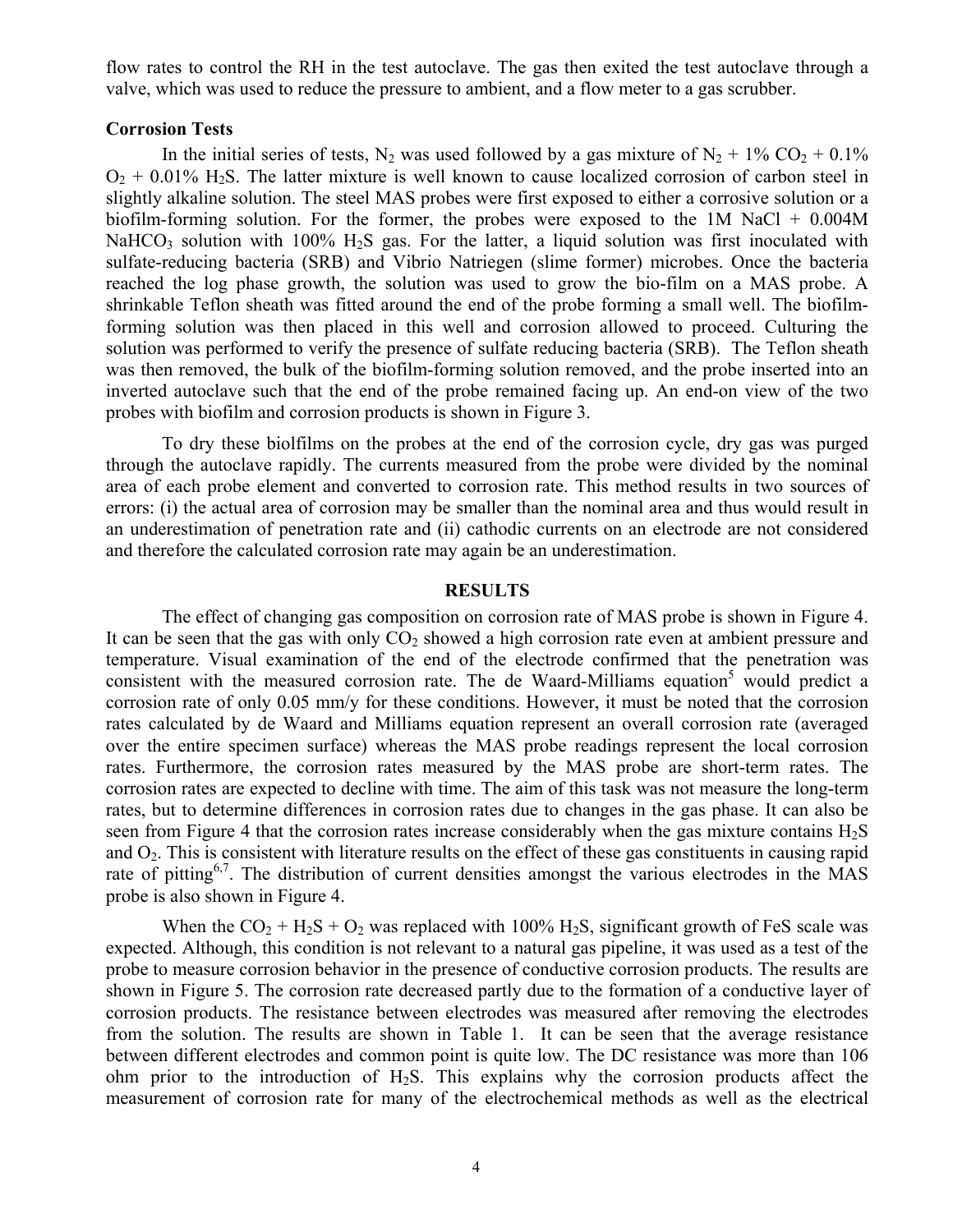flow rates to control the RH in the test autoclave. The gas then exited the test autoclave through a valve, which was used to reduce the pressure to ambient, and a flow meter to a gas scrubber.

**Corrosion Tests**

In the initial series of tests, $N_2$ was used followed by a gas mixture of $N_2$ + 1% $CO_2$ + 0.1% $O_2$ + 0.01% $H_2S$. The latter mixture is well known to cause localized corrosion of carbon steel in slightly alkaline solution. The steel MAS probes were first exposed to either a corrosive solution or a biofilm-forming solution. For the former, the probes were exposed to the 1M NaCl + 0.004M $NaHCO_3$ solution with 100% $H_2S$ gas. For the latter, a liquid solution was first inoculated with sulfate-reducing bacteria (SRB) and Vibrio Natriegen (slime former) microbes. Once the bacteria reached the log phase growth, the solution was used to grow the bio-film on a MAS probe. A shrinkable Teflon sheath was fitted around the end of the probe forming a small well. The biofilm-forming solution was then placed in this well and corrosion allowed to proceed. Culturing the solution was performed to verify the presence of sulfate reducing bacteria (SRB). The Teflon sheath was then removed, the bulk of the biofilm-forming solution removed, and the probe inserted into an inverted autoclave such that the end of the probe remained facing up. An end-on view of the two probes with biofilm and corrosion products is shown in Figure 3.

To dry these biolfilms on the probes at the end of the corrosion cycle, dry gas was purged through the autoclave rapidly. The currents measured from the probe were divided by the nominal area of each probe element and converted to corrosion rate. This method results in two sources of errors: (i) the actual area of corrosion may be smaller than the nominal area and thus would result in an underestimation of penetration rate and (ii) cathodic currents on an electrode are not considered and therefore the calculated corrosion rate may again be an underestimation.

## RESULTS

The effect of changing gas composition on corrosion rate of MAS probe is shown in Figure 4. It can be seen that the gas with only $CO_2$ showed a high corrosion rate even at ambient pressure and temperature. Visual examination of the end of the electrode confirmed that the penetration was consistent with the measured corrosion rate. The de Waard-Milliams equation[5] would predict a corrosion rate of only 0.05 mm/y for these conditions. However, it must be noted that the corrosion rates calculated by de Waard and Milliams equation represent an overall corrosion rate (averaged over the entire specimen surface) whereas the MAS probe readings represent the local corrosion rates. Furthermore, the corrosion rates measured by the MAS probe are short-term rates. The corrosion rates are expected to decline with time. The aim of this task was not measure the long-term rates, but to determine differences in corrosion rates due to changes in the gas phase. It can also be seen from Figure 4 that the corrosion rates increase considerably when the gas mixture contains $H_2S$ and $O_2$. This is consistent with literature results on the effect of these gas constituents in causing rapid rate of pitting[6,7]. The distribution of current densities amongst the various electrodes in the MAS probe is also shown in Figure 4.

When the $CO_2$ + $H_2S$ + $O_2$ was replaced with 100% $H_2S$, significant growth of FeS scale was expected. Although, this condition is not relevant to a natural gas pipeline, it was used as a test of the probe to measure corrosion behavior in the presence of conductive corrosion products. The results are shown in Figure 5. The corrosion rate decreased partly due to the formation of a conductive layer of corrosion products. The resistance between electrodes was measured after removing the electrodes from the solution. The results are shown in Table 1. It can be seen that the average resistance between different electrodes and common point is quite low. The DC resistance was more than 106 ohm prior to the introduction of $H_2S$. This explains why the corrosion products affect the measurement of corrosion rate for many of the electrochemical methods as well as the electrical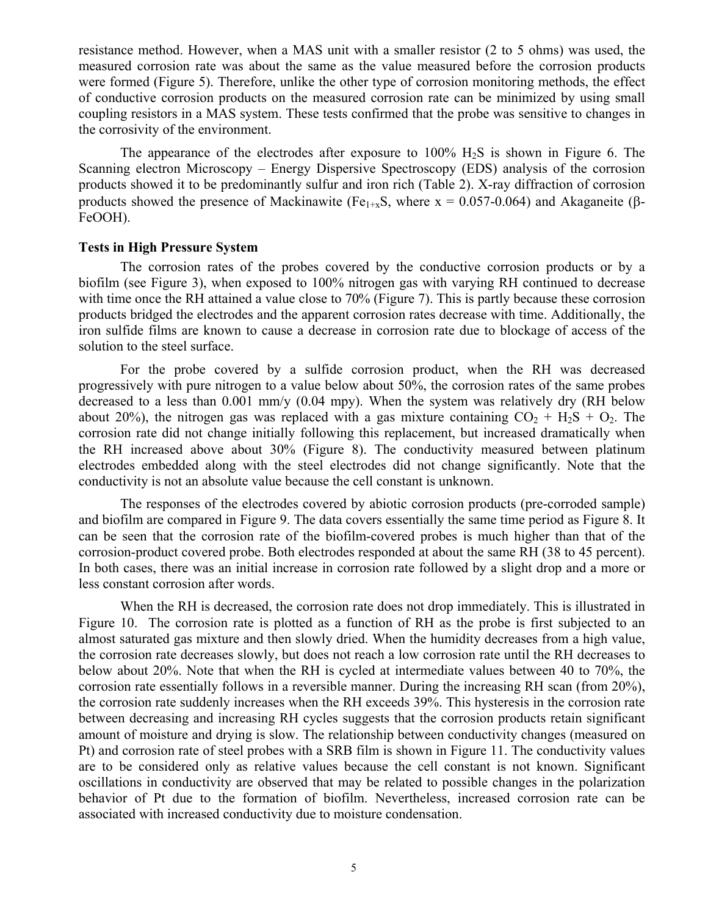resistance method. However, when a MAS unit with a smaller resistor (2 to 5 ohms) was used, the measured corrosion rate was about the same as the value measured before the corrosion products were formed (Figure 5). Therefore, unlike the other type of corrosion monitoring methods, the effect of conductive corrosion products on the measured corrosion rate can be minimized by using small coupling resistors in a MAS system. These tests confirmed that the probe was sensitive to changes in the corrosivity of the environment.

The appearance of the electrodes after exposure to 100% $H_2S$ is shown in Figure 6. The Scanning electron Microscopy – Energy Dispersive Spectroscopy (EDS) analysis of the corrosion products showed it to be predominantly sulfur and iron rich (Table 2). X-ray diffraction of corrosion products showed the presence of Mackinawite ($Fe_{1+x}S$, where x = 0.057-0.064) and Akaganeite ($\beta$-FeOOH).

**Tests in High Pressure System**

The corrosion rates of the probes covered by the conductive corrosion products or by a biofilm (see Figure 3), when exposed to 100% nitrogen gas with varying RH continued to decrease with time once the RH attained a value close to 70% (Figure 7). This is partly because these corrosion products bridged the electrodes and the apparent corrosion rates decrease with time. Additionally, the iron sulfide films are known to cause a decrease in corrosion rate due to blockage of access of the solution to the steel surface.

For the probe covered by a sulfide corrosion product, when the RH was decreased progressively with pure nitrogen to a value below about 50%, the corrosion rates of the same probes decreased to a less than 0.001 mm/y (0.04 mpy). When the system was relatively dry (RH below about 20%), the nitrogen gas was replaced with a gas mixture containing $CO_2$ + $H_2S$ + $O_2$. The corrosion rate did not change initially following this replacement, but increased dramatically when the RH increased above about 30% (Figure 8). The conductivity measured between platinum electrodes embedded along with the steel electrodes did not change significantly. Note that the conductivity is not an absolute value because the cell constant is unknown.

The responses of the electrodes covered by abiotic corrosion products (pre-corroded sample) and biofilm are compared in Figure 9. The data covers essentially the same time period as Figure 8. It can be seen that the corrosion rate of the biofilm-covered probes is much higher than that of the corrosion-product covered probe. Both electrodes responded at about the same RH (38 to 45 percent). In both cases, there was an initial increase in corrosion rate followed by a slight drop and a more or less constant corrosion after words.

When the RH is decreased, the corrosion rate does not drop immediately. This is illustrated in Figure 10. The corrosion rate is plotted as a function of RH as the probe is first subjected to an almost saturated gas mixture and then slowly dried. When the humidity decreases from a high value, the corrosion rate decreases slowly, but does not reach a low corrosion rate until the RH decreases to below about 20%. Note that when the RH is cycled at intermediate values between 40 to 70%, the corrosion rate essentially follows in a reversible manner. During the increasing RH scan (from 20%), the corrosion rate suddenly increases when the RH exceeds 39%. This hysteresis in the corrosion rate between decreasing and increasing RH cycles suggests that the corrosion products retain significant amount of moisture and drying is slow. The relationship between conductivity changes (measured on Pt) and corrosion rate of steel probes with a SRB film is shown in Figure 11. The conductivity values are to be considered only as relative values because the cell constant is not known. Significant oscillations in conductivity are observed that may be related to possible changes in the polarization behavior of Pt due to the formation of biofilm. Nevertheless, increased corrosion rate can be associated with increased conductivity due to moisture condensation.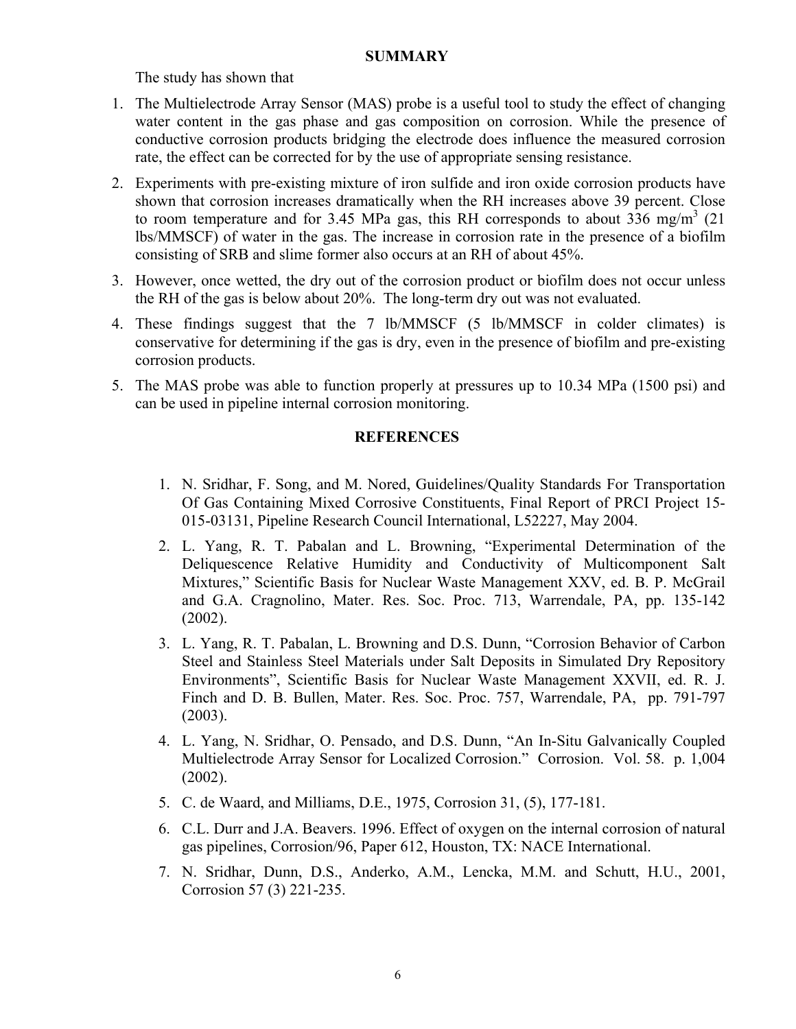## SUMMARY

The study has shown that

1. The Multielectrode Array Sensor (MAS) probe is a useful tool to study the effect of changing water content in the gas phase and gas composition on corrosion. While the presence of conductive corrosion products bridging the electrode does influence the measured corrosion rate, the effect can be corrected for by the use of appropriate sensing resistance.
2. Experiments with pre-existing mixture of iron sulfide and iron oxide corrosion products have shown that corrosion increases dramatically when the RH increases above 39 percent. Close to room temperature and for 3.45 MPa gas, this RH corresponds to about 336 mg/m$^3$ (21 lbs/MMSCF) of water in the gas. The increase in corrosion rate in the presence of a biofilm consisting of SRB and slime former also occurs at an RH of about 45%.
3. However, once wetted, the dry out of the corrosion product or biofilm does not occur unless the RH of the gas is below about 20%. The long-term dry out was not evaluated.
4. These findings suggest that the 7 lb/MMSCF (5 lb/MMSCF in colder climates) is conservative for determining if the gas is dry, even in the presence of biofilm and pre-existing corrosion products.
5. The MAS probe was able to function properly at pressures up to 10.34 MPa (1500 psi) and can be used in pipeline internal corrosion monitoring.

## REFERENCES

1. N. Sridhar, F. Song, and M. Nored, Guidelines/Quality Standards For Transportation Of Gas Containing Mixed Corrosive Constituents, Final Report of PRCI Project 15-015-03131, Pipeline Research Council International, L52227, May 2004.
2. L. Yang, R. T. Pabalan and L. Browning, "Experimental Determination of the Deliquescence Relative Humidity and Conductivity of Multicomponent Salt Mixtures," Scientific Basis for Nuclear Waste Management XXV, ed. B. P. McGrail and G.A. Cragnolino, Mater. Res. Soc. Proc. 713, Warrendale, PA, pp. 135-142 (2002).
3. L. Yang, R. T. Pabalan, L. Browning and D.S. Dunn, "Corrosion Behavior of Carbon Steel and Stainless Steel Materials under Salt Deposits in Simulated Dry Repository Environments", Scientific Basis for Nuclear Waste Management XXVII, ed. R. J. Finch and D. B. Bullen, Mater. Res. Soc. Proc. 757, Warrendale, PA, pp. 791-797 (2003).
4. L. Yang, N. Sridhar, O. Pensado, and D.S. Dunn, "An In-Situ Galvanically Coupled Multielectrode Array Sensor for Localized Corrosion." Corrosion. Vol. 58. p. 1,004 (2002).
5. C. de Waard, and Milliams, D.E., 1975, Corrosion 31, (5), 177-181.
6. C.L. Durr and J.A. Beavers. 1996. Effect of oxygen on the internal corrosion of natural gas pipelines, Corrosion/96, Paper 612, Houston, TX: NACE International.
7. N. Sridhar, Dunn, D.S., Anderko, A.M., Lencka, M.M. and Schutt, H.U., 2001, Corrosion 57 (3) 221-235.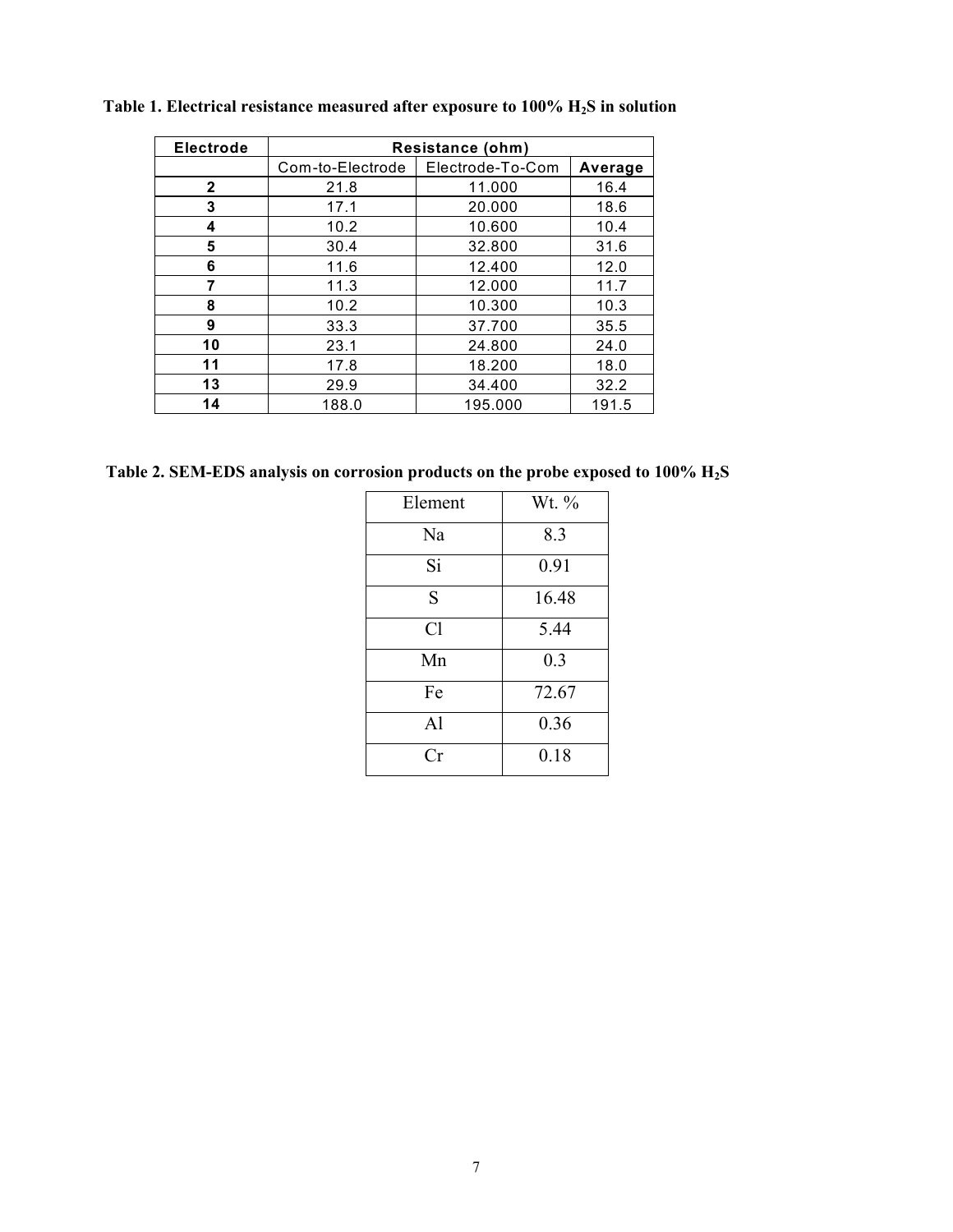**Table 1. Electrical resistance measured after exposure to 100% $H_2S$ in solution**

| Electrode | Resistance (ohm) | | |
|---|---|---|---|
| | Com-to-Electrode | Electrode-To-Com | Average |
| 2 | 21.8 | 11.000 | 16.4 |
| 3 | 17.1 | 20.000 | 18.6 |
| 4 | 10.2 | 10.600 | 10.4 |
| 5 | 30.4 | 32.800 | 31.6 |
| 6 | 11.6 | 12.400 | 12.0 |
| 7 | 11.3 | 12.000 | 11.7 |
| 8 | 10.2 | 10.300 | 10.3 |
| 9 | 33.3 | 37.700 | 35.5 |
| 10 | 23.1 | 24.800 | 24.0 |
| 11 | 17.8 | 18.200 | 18.0 |
| 13 | 29.9 | 34.400 | 32.2 |
| 14 | 188.0 | 195.000 | 191.5 |

**Table 2. SEM-EDS analysis on corrosion products on the probe exposed to 100% $H_2S$**

| Element | Wt. % |
|---|---|
| Na | 8.3 |
| Si | 0.91 |
| S | 16.48 |
| Cl | 5.44 |
| Mn | 0.3 |
| Fe | 72.67 |
| Al | 0.36 |
| Cr | 0.18 |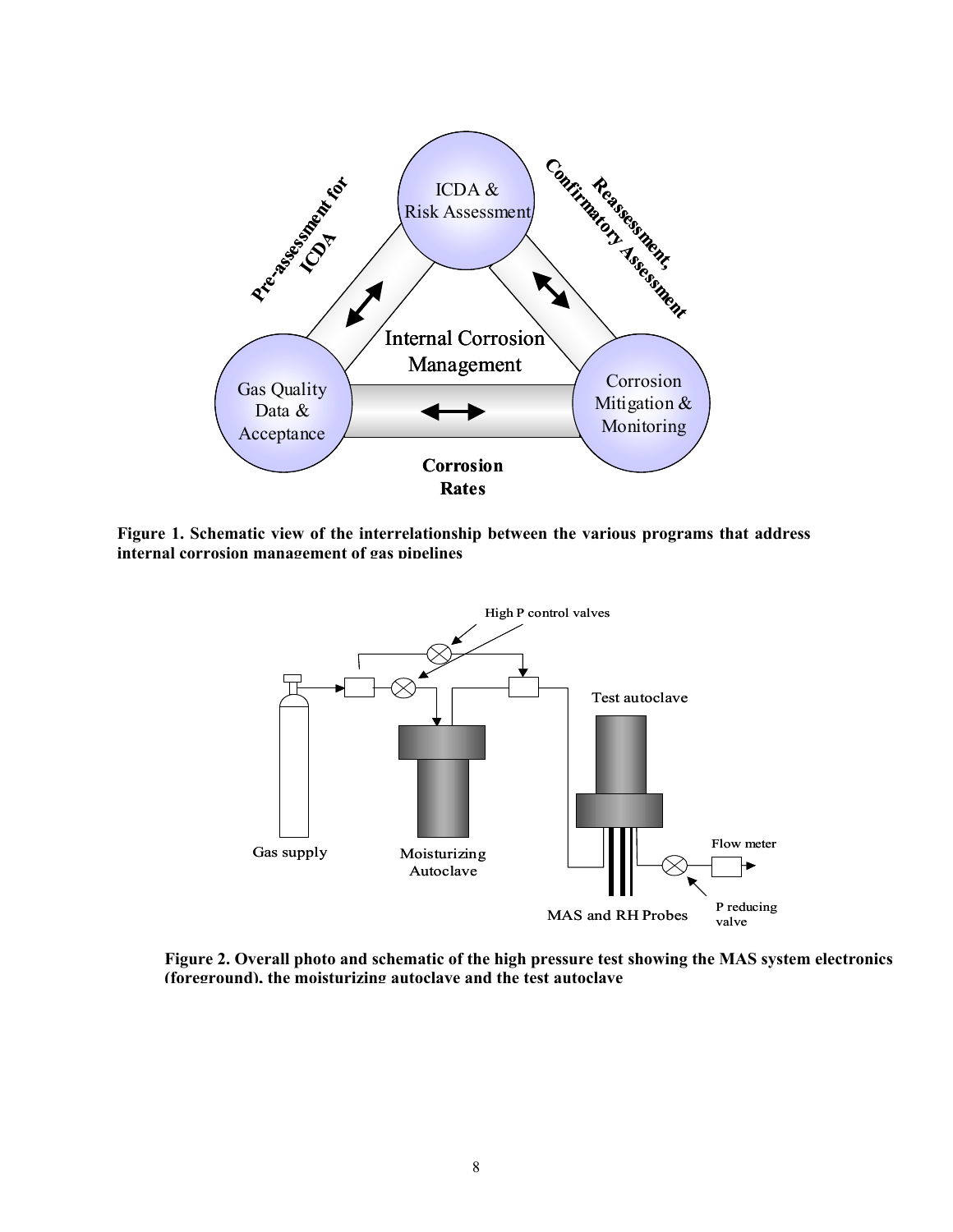**Figure 1. Schematic view of the interrelationship between the various programs that address internal corrosion management of gas pipelines**

**Figure 2. Overall photo and schematic of the high pressure test showing the MAS system electronics (foreground), the moisturizing autoclave and the test autoclave**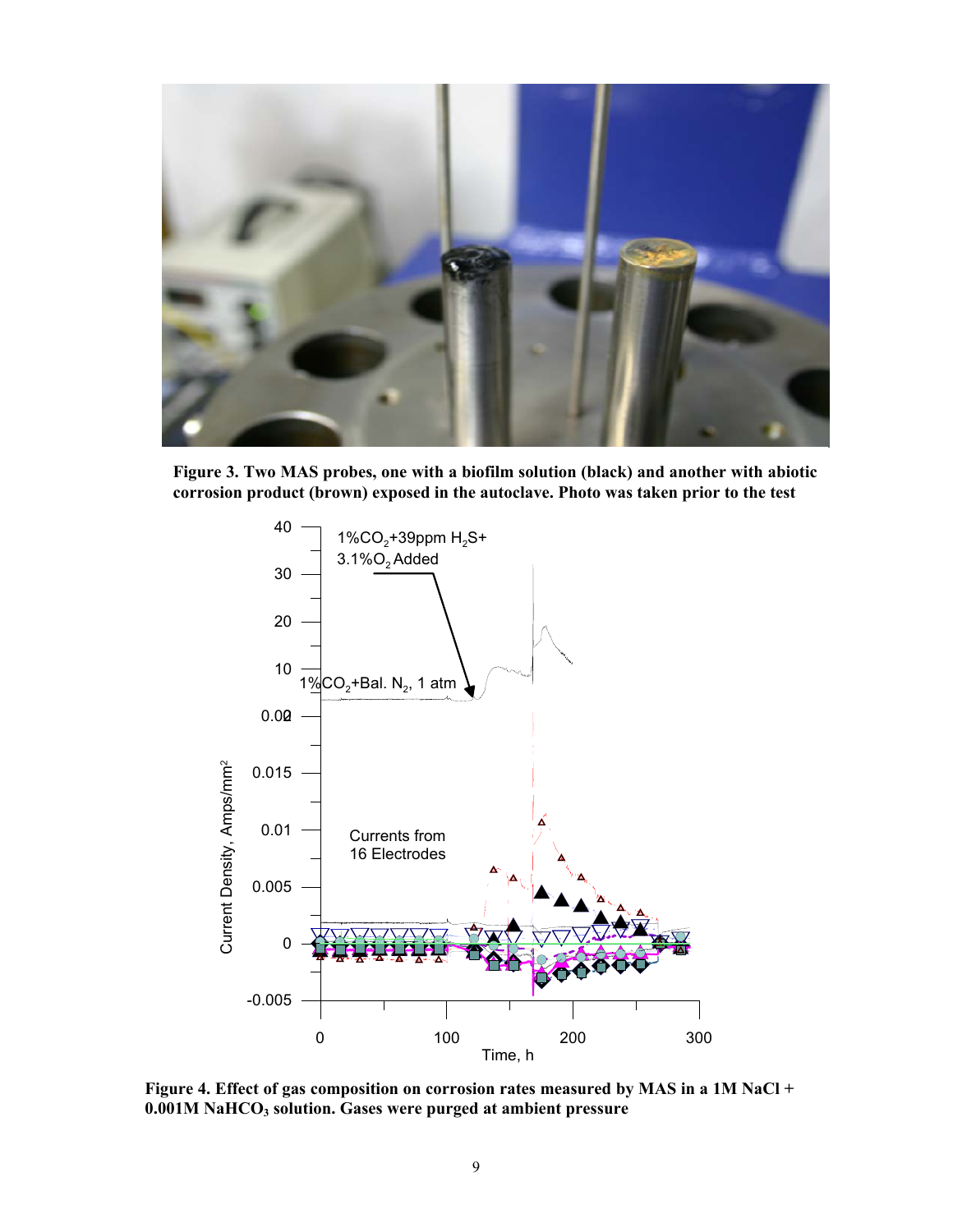**Figure 3. Two MAS probes, one with a biofilm solution (black) and another with abiotic corrosion product (brown) exposed in the autoclave. Photo was taken prior to the test**

**Figure 4. Effect of gas composition on corrosion rates measured by MAS in a 1M NaCl + 0.001M $NaHCO_3$ solution. Gases were purged at ambient pressure**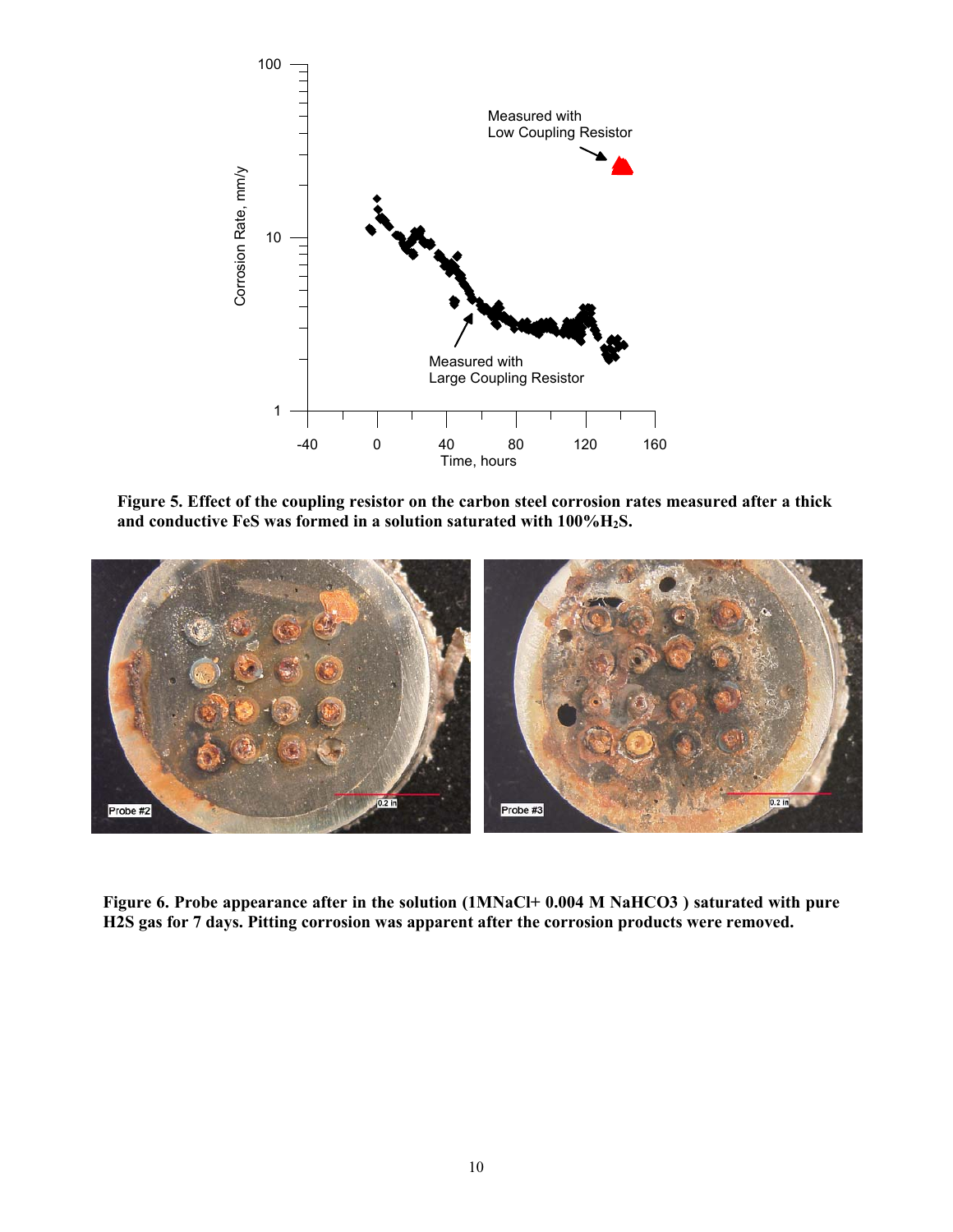**Figure 5. Effect of the coupling resistor on the carbon steel corrosion rates measured after a thick and conductive FeS was formed in a solution saturated with 100%$H_2S$.**

**Figure 6. Probe appearance after in the solution (1MNaCl+ 0.004 M NaHCO3 ) saturated with pure H2S gas for 7 days. Pitting corrosion was apparent after the corrosion products were removed.**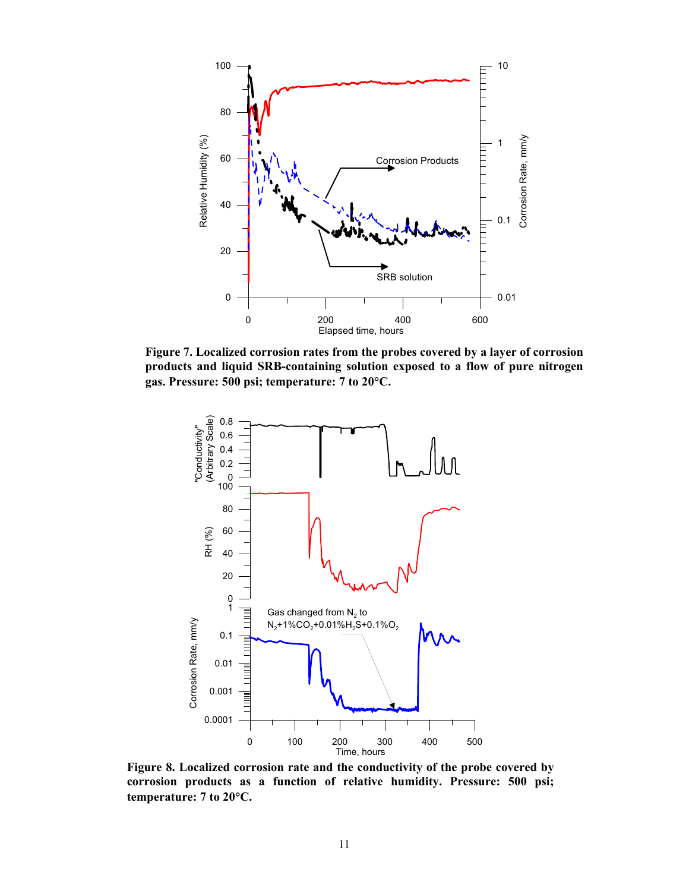**Figure 7. Localized corrosion rates from the probes covered by a layer of corrosion products and liquid SRB-containing solution exposed to a flow of pure nitrogen gas. Pressure: 500 psi; temperature: 7 to 20°C.**

**Figure 8. Localized corrosion rate and the conductivity of the probe covered by corrosion products as a function of relative humidity. Pressure: 500 psi; temperature: 7 to 20°C.**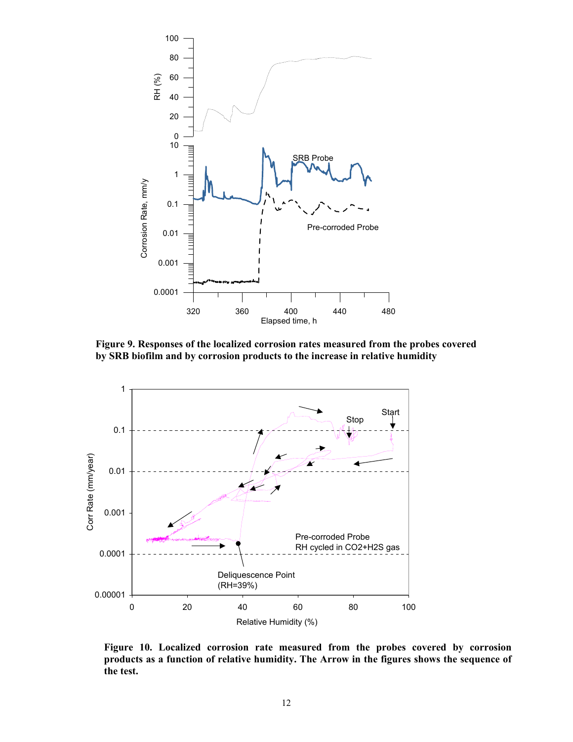**Figure 9. Responses of the localized corrosion rates measured from the probes covered by SRB biofilm and by corrosion products to the increase in relative humidity**

**Figure 10. Localized corrosion rate measured from the probes covered by corrosion products as a function of relative humidity. The Arrow in the figures shows the sequence of the test.**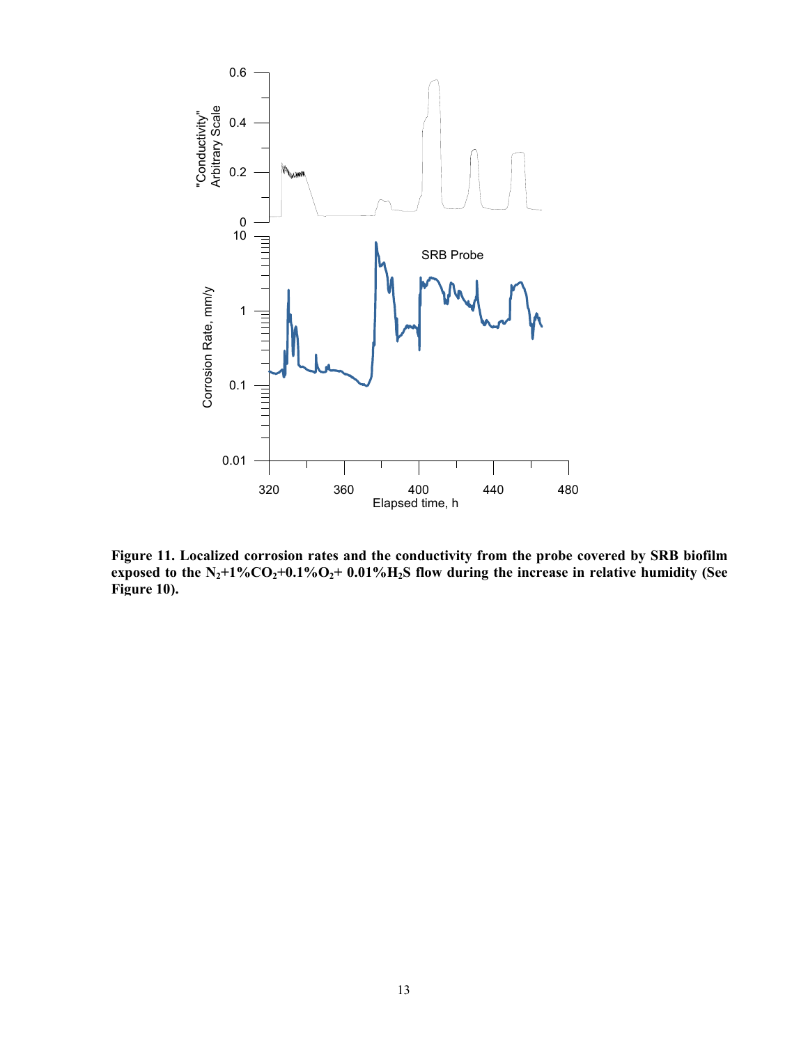"Conductivity"
Arbitrary Scale

0.6
0.4
0.2
0

10
1
0.1
0.01

Corrosion Rate, mm/y

SRB Probe

320
360
400
440
480
Elapsed time, h

**Figure 11. Localized corrosion rates and the conductivity from the probe covered by SRB biofilm exposed to the $N_2$+1%$CO_2$+0.1%$O_2$+ 0.01%$H_2S$ flow during the increase in relative humidity (See Figure 10).**